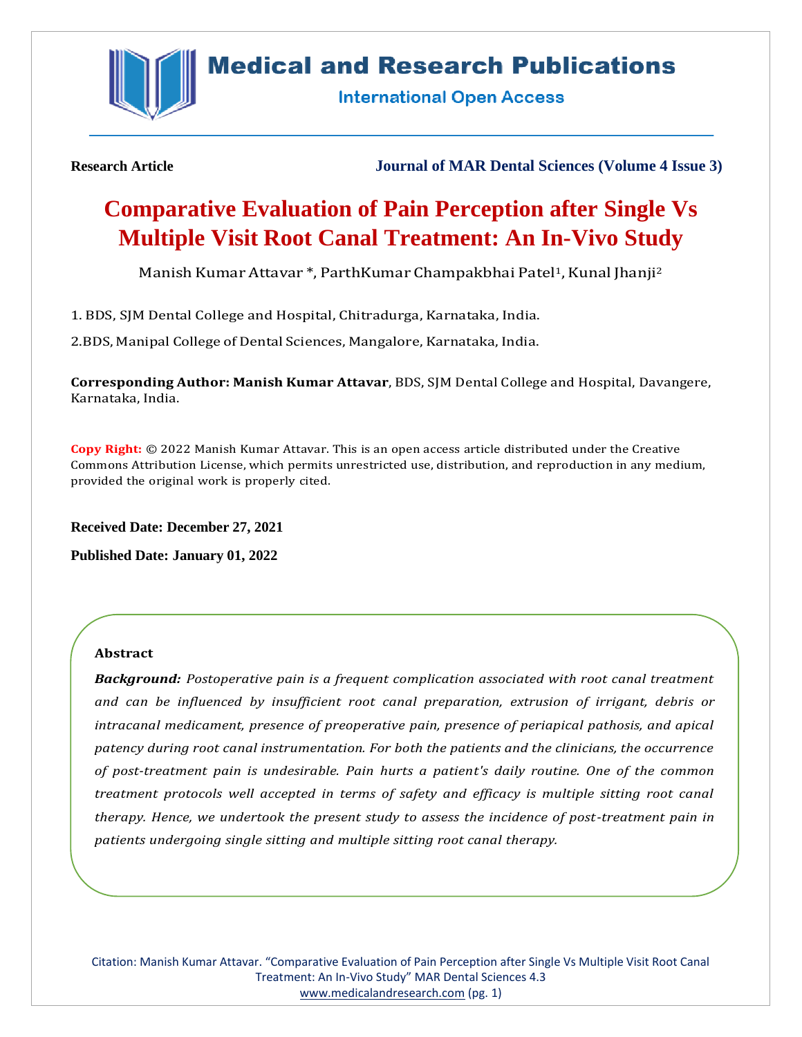**Research Article** **Journal of MAR Dental Sciences (Volume 4 Issue 3)**

# Comparative Evaluation of Pain Perception after Single Vs Multiple Visit Root Canal Treatment: An In-Vivo Study

Manish Kumar Attavar *, ParthKumar Champakbhai Patel[1], Kunal Jhanji[2]

1. BDS, SJM Dental College and Hospital, Chitradurga, Karnataka, India.

2.BDS, Manipal College of Dental Sciences, Mangalore, Karnataka, India.

**Corresponding Author: Manish Kumar Attavar**, BDS, SJM Dental College and Hospital, Davangere, Karnataka, India.

**Copy Right:** © 2022 Manish Kumar Attavar. This is an open access article distributed under the Creative Commons Attribution License, which permits unrestricted use, distribution, and reproduction in any medium, provided the original work is properly cited.

**Received Date: December 27, 2021**

**Published Date: January 01, 2022**

### Abstract

***Background:*** *Postoperative pain is a frequent complication associated with root canal treatment and can be influenced by insufficient root canal preparation, extrusion of irrigant, debris or intracanal medicament, presence of preoperative pain, presence of periapical pathosis, and apical patency during root canal instrumentation. For both the patients and the clinicians, the occurrence of post-treatment pain is undesirable. Pain hurts a patient's daily routine. One of the common treatment protocols well accepted in terms of safety and efficacy is multiple sitting root canal therapy. Hence, we undertook the present study to assess the incidence of post-treatment pain in patients undergoing single sitting and multiple sitting root canal therapy.*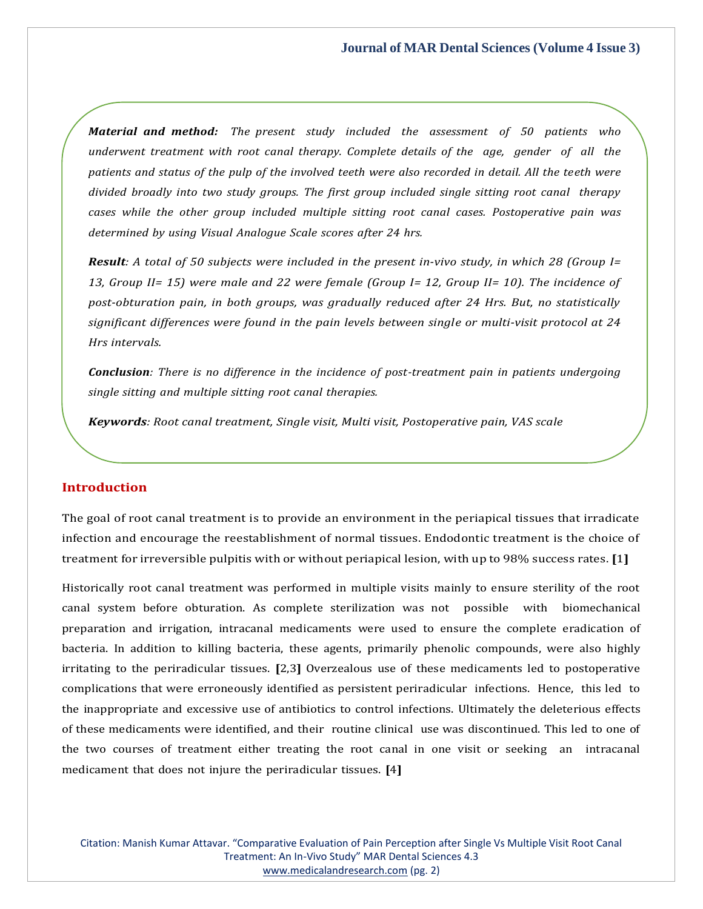***Material and method:*** *The present study included the assessment of 50 patients who underwent treatment with root canal therapy. Complete details of the age, gender of all the patients and status of the pulp of the involved teeth were also recorded in detail. All the teeth were divided broadly into two study groups. The first group included single sitting root canal therapy cases while the other group included multiple sitting root canal cases. Postoperative pain was determined by using Visual Analogue Scale scores after 24 hrs.*

***Result****: A total of 50 subjects were included in the present in-vivo study, in which 28 (Group I= 13, Group II= 15) were male and 22 were female (Group I= 12, Group II= 10). The incidence of post-obturation pain, in both groups, was gradually reduced after 24 Hrs. But, no statistically significant differences were found in the pain levels between single or multi-visit protocol at 24 Hrs intervals.*

***Conclusion****: There is no difference in the incidence of post-treatment pain in patients undergoing single sitting and multiple sitting root canal therapies.*

***Keywords****: Root canal treatment, Single visit, Multi visit, Postoperative pain, VAS scale*

## Introduction

The goal of root canal treatment is to provide an environment in the periapical tissues that irradicate infection and encourage the reestablishment of normal tissues. Endodontic treatment is the choice of treatment for irreversible pulpitis with or without periapical lesion, with up to 98% success rates. [1]

Historically root canal treatment was performed in multiple visits mainly to ensure sterility of the root canal system before obturation. As complete sterilization was not possible with biomechanical preparation and irrigation, intracanal medicaments were used to ensure the complete eradication of bacteria. In addition to killing bacteria, these agents, primarily phenolic compounds, were also highly irritating to the periradicular tissues. [2,3] Overzealous use of these medicaments led to postoperative complications that were erroneously identified as persistent periradicular infections. Hence, this led to the inappropriate and excessive use of antibiotics to control infections. Ultimately the deleterious effects of these medicaments were identified, and their routine clinical use was discontinued. This led to one of the two courses of treatment either treating the root canal in one visit or seeking an intracanal medicament that does not injure the periradicular tissues. [4]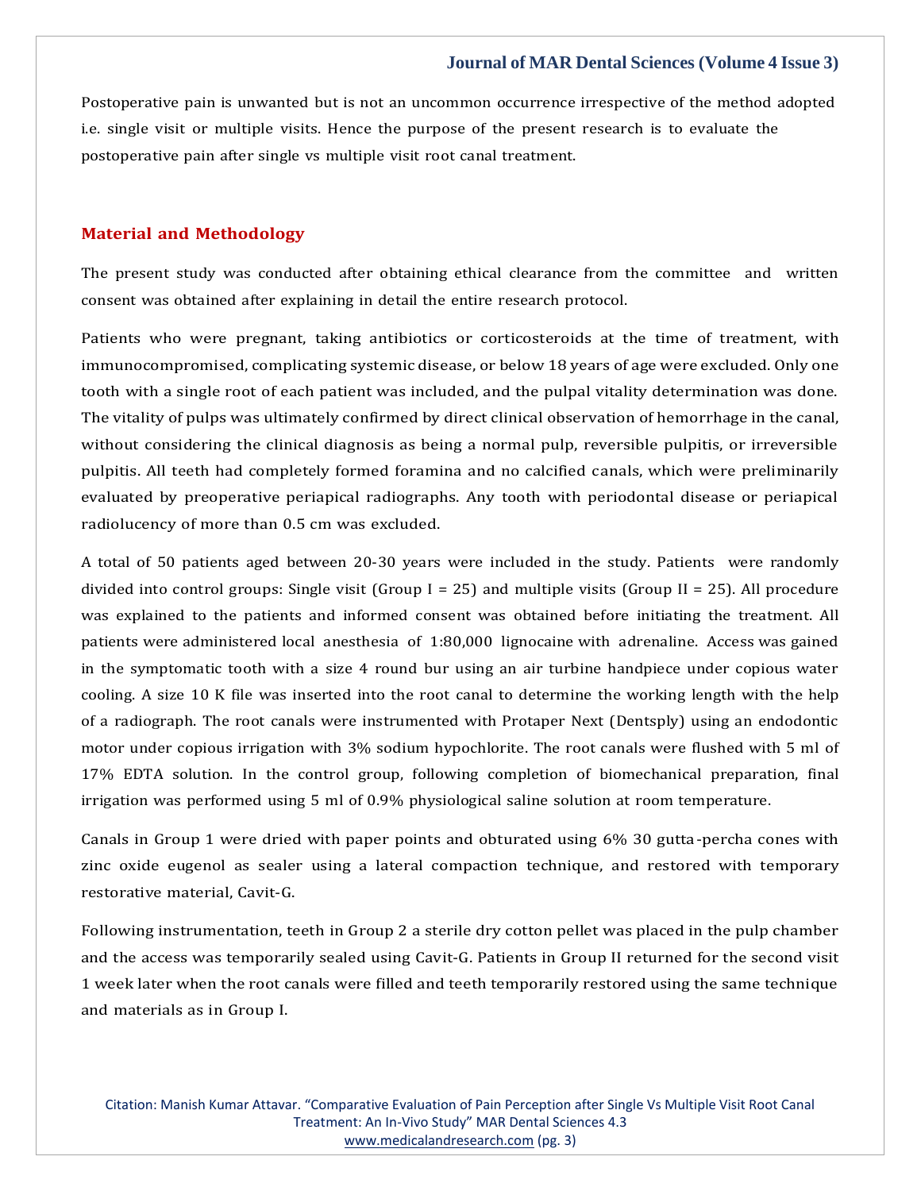Postoperative pain is unwanted but is not an uncommon occurrence irrespective of the method adopted i.e. single visit or multiple visits. Hence the purpose of the present research is to evaluate the postoperative pain after single vs multiple visit root canal treatment.

## Material and Methodology

The present study was conducted after obtaining ethical clearance from the committee and written consent was obtained after explaining in detail the entire research protocol.

Patients who were pregnant, taking antibiotics or corticosteroids at the time of treatment, with immunocompromised, complicating systemic disease, or below 18 years of age were excluded. Only one tooth with a single root of each patient was included, and the pulpal vitality determination was done. The vitality of pulps was ultimately confirmed by direct clinical observation of hemorrhage in the canal, without considering the clinical diagnosis as being a normal pulp, reversible pulpitis, or irreversible pulpitis. All teeth had completely formed foramina and no calcified canals, which were preliminarily evaluated by preoperative periapical radiographs. Any tooth with periodontal disease or periapical radiolucency of more than 0.5 cm was excluded.

A total of 50 patients aged between 20-30 years were included in the study. Patients were randomly divided into control groups: Single visit (Group I = 25) and multiple visits (Group II = 25). All procedure was explained to the patients and informed consent was obtained before initiating the treatment. All patients were administered local anesthesia of 1:80,000 lignocaine with adrenaline. Access was gained in the symptomatic tooth with a size 4 round bur using an air turbine handpiece under copious water cooling. A size 10 K file was inserted into the root canal to determine the working length with the help of a radiograph. The root canals were instrumented with Protaper Next (Dentsply) using an endodontic motor under copious irrigation with 3% sodium hypochlorite. The root canals were flushed with 5 ml of 17% EDTA solution. In the control group, following completion of biomechanical preparation, final irrigation was performed using 5 ml of 0.9% physiological saline solution at room temperature.

Canals in Group 1 were dried with paper points and obturated using 6% 30 gutta-percha cones with zinc oxide eugenol as sealer using a lateral compaction technique, and restored with temporary restorative material, Cavit-G.

Following instrumentation, teeth in Group 2 a sterile dry cotton pellet was placed in the pulp chamber and the access was temporarily sealed using Cavit-G. Patients in Group II returned for the second visit 1 week later when the root canals were filled and teeth temporarily restored using the same technique and materials as in Group I.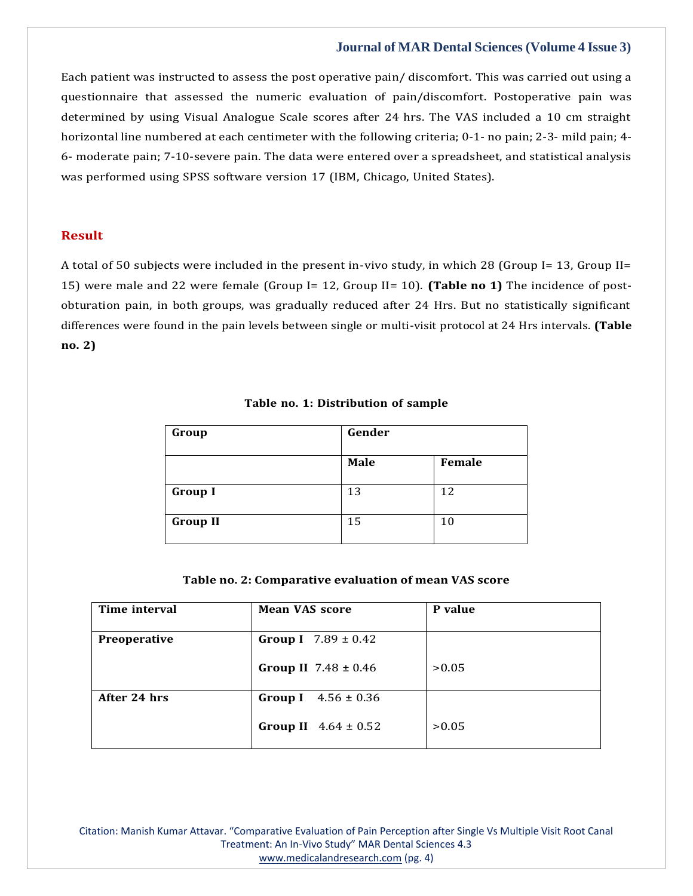Each patient was instructed to assess the post operative pain/ discomfort. This was carried out using a questionnaire that assessed the numeric evaluation of pain/discomfort. Postoperative pain was determined by using Visual Analogue Scale scores after 24 hrs. The VAS included a 10 cm straight horizontal line numbered at each centimeter with the following criteria; 0-1- no pain; 2-3- mild pain; 4-6- moderate pain; 7-10-severe pain. The data were entered over a spreadsheet, and statistical analysis was performed using SPSS software version 17 (IBM, Chicago, United States).

## Result

A total of 50 subjects were included in the present in-vivo study, in which 28 (Group I= 13, Group II= 15) were male and 22 were female (Group I= 12, Group II= 10). **(Table no 1)** The incidence of post-obturation pain, in both groups, was gradually reduced after 24 Hrs. But no statistically significant differences were found in the pain levels between single or multi-visit protocol at 24 Hrs intervals. **(Table no. 2)**

**Table no. 1: Distribution of sample**

| **Group** | **Gender** | |
|---|---|---|
| | **Male** | **Female** |
| **Group I** | 13 | 12 |
| **Group II** | 15 | 10 |

**Table no. 2: Comparative evaluation of mean VAS score**

| **Time interval** | **Mean VAS score** | **P value** |
|---|---|---|
| **Preoperative** | **Group I** 7.89 ± 0.42<br>**Group II** 7.48 ± 0.46 | >0.05 |
| **After 24 hrs** | **Group I** 4.56 ± 0.36<br>**Group II** 4.64 ± 0.52 | >0.05 |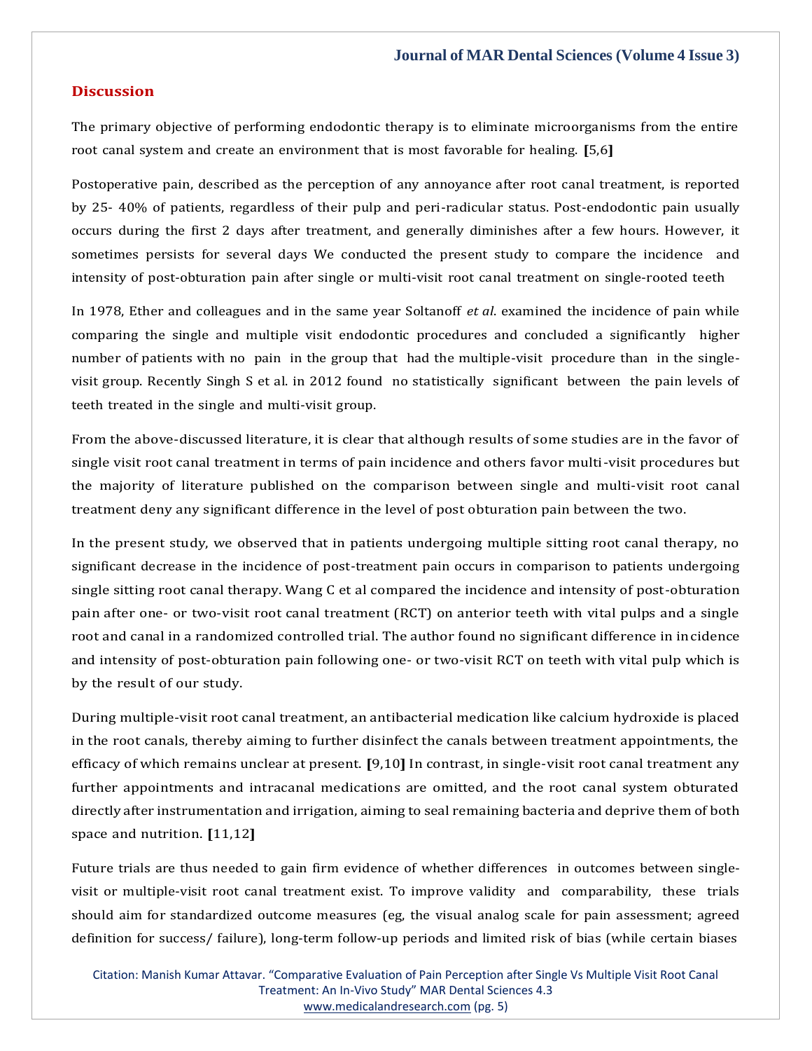## Discussion

The primary objective of performing endodontic therapy is to eliminate microorganisms from the entire root canal system and create an environment that is most favorable for healing. [5,6]

Postoperative pain, described as the perception of any annoyance after root canal treatment, is reported by 25- 40% of patients, regardless of their pulp and peri-radicular status. Post-endodontic pain usually occurs during the first 2 days after treatment, and generally diminishes after a few hours. However, it sometimes persists for several days We conducted the present study to compare the incidence and intensity of post-obturation pain after single or multi-visit root canal treatment on single-rooted teeth

In 1978, Ether and colleagues and in the same year Soltanoff *et al*. examined the incidence of pain while comparing the single and multiple visit endodontic procedures and concluded a significantly higher number of patients with no pain in the group that had the multiple-visit procedure than in the single-visit group. Recently Singh S et al. in 2012 found no statistically significant between the pain levels of teeth treated in the single and multi-visit group.

From the above-discussed literature, it is clear that although results of some studies are in the favor of single visit root canal treatment in terms of pain incidence and others favor multi-visit procedures but the majority of literature published on the comparison between single and multi-visit root canal treatment deny any significant difference in the level of post obturation pain between the two.

In the present study, we observed that in patients undergoing multiple sitting root canal therapy, no significant decrease in the incidence of post-treatment pain occurs in comparison to patients undergoing single sitting root canal therapy. Wang C et al compared the incidence and intensity of post-obturation pain after one- or two-visit root canal treatment (RCT) on anterior teeth with vital pulps and a single root and canal in a randomized controlled trial. The author found no significant difference in incidence and intensity of post-obturation pain following one- or two-visit RCT on teeth with vital pulp which is by the result of our study.

During multiple-visit root canal treatment, an antibacterial medication like calcium hydroxide is placed in the root canals, thereby aiming to further disinfect the canals between treatment appointments, the efficacy of which remains unclear at present. [9,10] In contrast, in single-visit root canal treatment any further appointments and intracanal medications are omitted, and the root canal system obturated directly after instrumentation and irrigation, aiming to seal remaining bacteria and deprive them of both space and nutrition. [11,12]

Future trials are thus needed to gain firm evidence of whether differences in outcomes between single-visit or multiple-visit root canal treatment exist. To improve validity and comparability, these trials should aim for standardized outcome measures (eg, the visual analog scale for pain assessment; agreed definition for success/ failure), long-term follow-up periods and limited risk of bias (while certain biases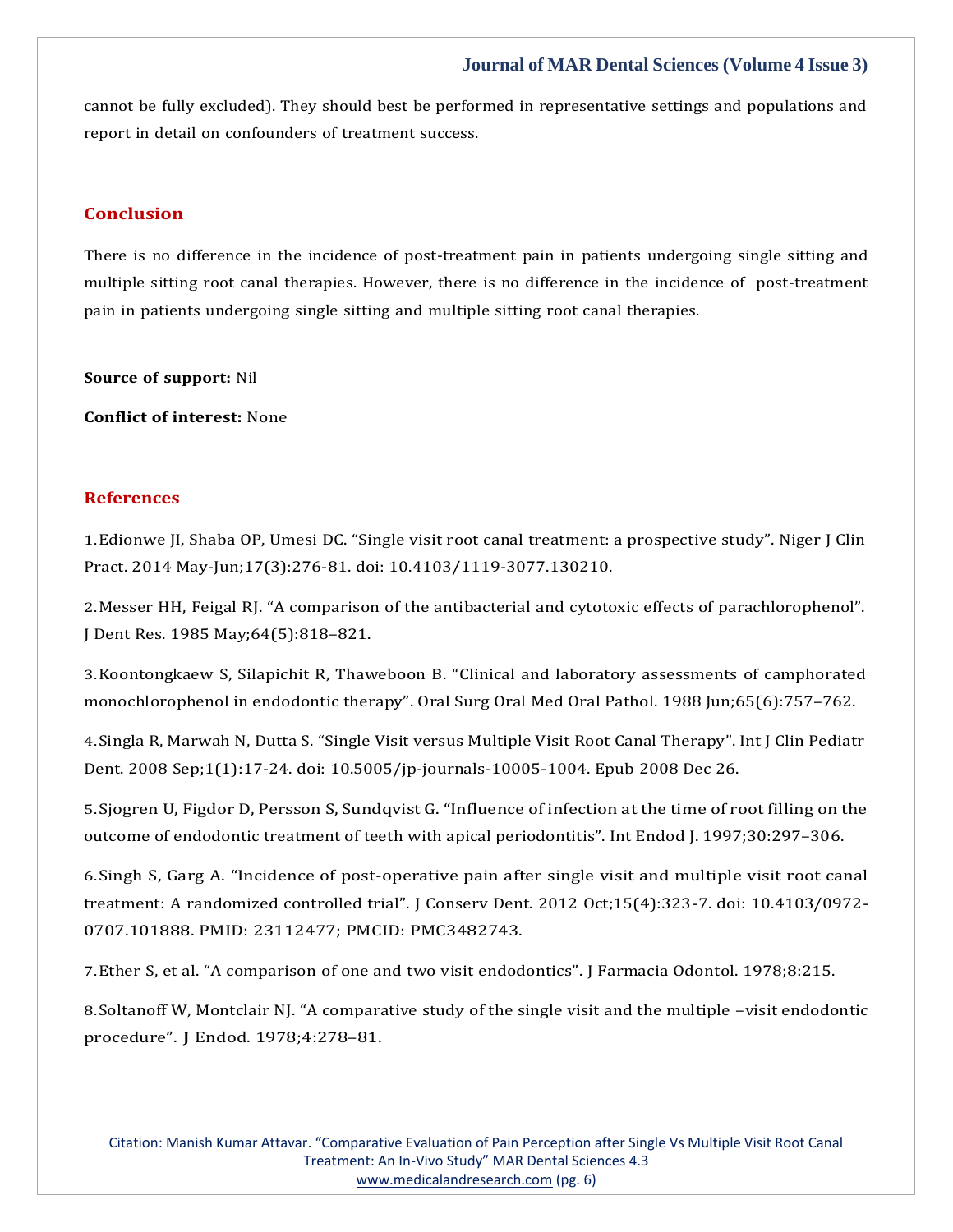cannot be fully excluded). They should best be performed in representative settings and populations and report in detail on confounders of treatment success.

## Conclusion

There is no difference in the incidence of post-treatment pain in patients undergoing single sitting and multiple sitting root canal therapies. However, there is no difference in the incidence of post-treatment pain in patients undergoing single sitting and multiple sitting root canal therapies.

**Source of support:** Nil

**Conflict of interest:** None

## References

1. Edionwe JI, Shaba OP, Umesi DC. "Single visit root canal treatment: a prospective study". Niger J Clin Pract. 2014 May-Jun;17(3):276-81. doi: 10.4103/1119-3077.130210.

2. Messer HH, Feigal RJ. "A comparison of the antibacterial and cytotoxic effects of parachlorophenol". J Dent Res. 1985 May;64(5):818–821.

3. Koontongkaew S, Silapichit R, Thaweboon B. "Clinical and laboratory assessments of camphorated monochlorophenol in endodontic therapy". Oral Surg Oral Med Oral Pathol. 1988 Jun;65(6):757–762.

4. Singla R, Marwah N, Dutta S. "Single Visit versus Multiple Visit Root Canal Therapy". Int J Clin Pediatr Dent. 2008 Sep;1(1):17-24. doi: 10.5005/jp-journals-10005-1004. Epub 2008 Dec 26.

5. Sjogren U, Figdor D, Persson S, Sundqvist G. "Influence of infection at the time of root filling on the outcome of endodontic treatment of teeth with apical periodontitis". Int Endod J. 1997;30:297–306.

6. Singh S, Garg A. "Incidence of post-operative pain after single visit and multiple visit root canal treatment: A randomized controlled trial". J Conserv Dent. 2012 Oct;15(4):323-7. doi: 10.4103/0972-0707.101888. PMID: 23112477; PMCID: PMC3482743.

7. Ether S, et al. "A comparison of one and two visit endodontics". J Farmacia Odontol. 1978;8:215.

8. Soltanoff W, Montclair NJ. "A comparative study of the single visit and the multiple –visit endodontic procedure". J Endod. 1978;4:278–81.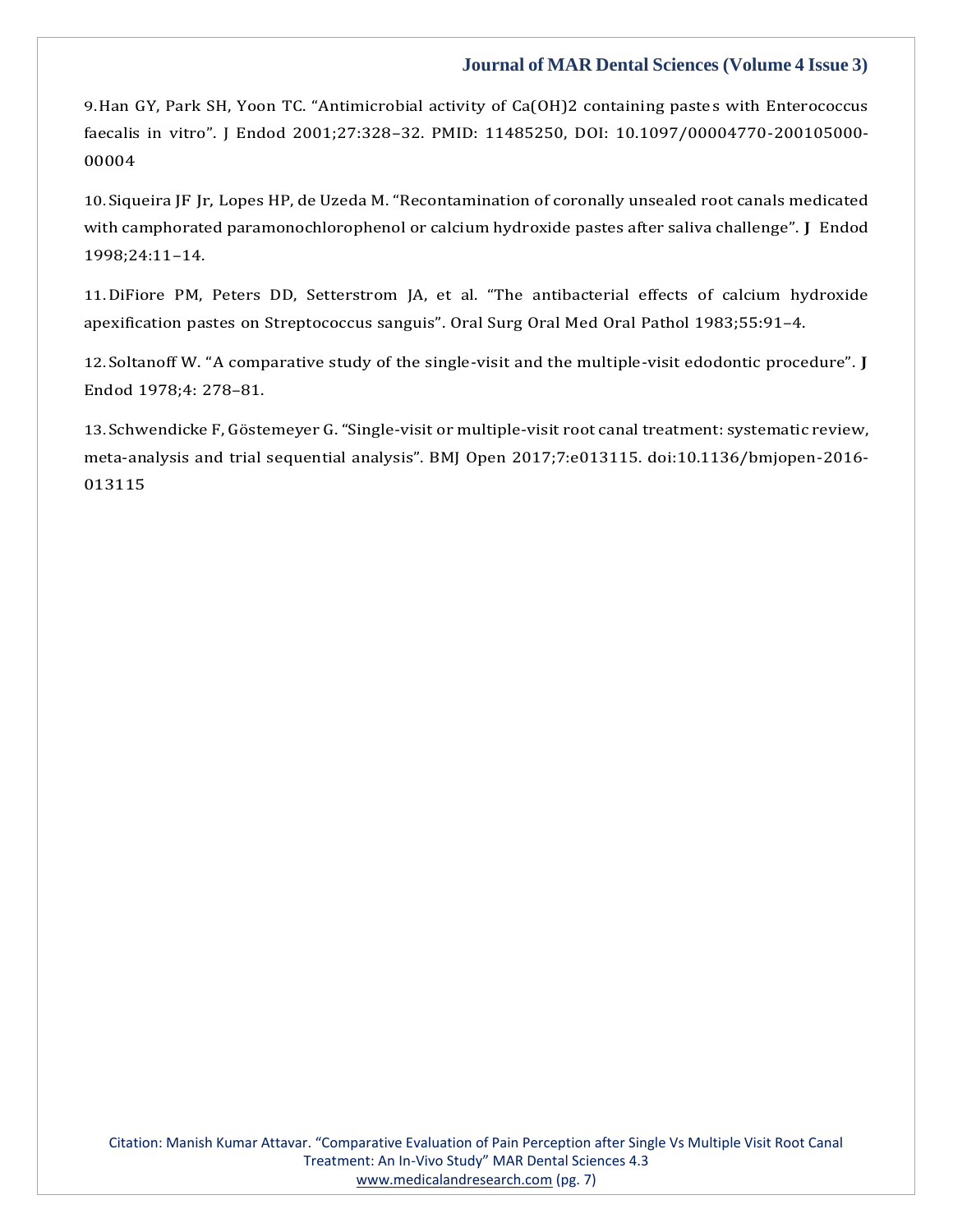9. Han GY, Park SH, Yoon TC. "Antimicrobial activity of $Ca(OH)_2$ containing pastes with Enterococcus faecalis in vitro". J Endod 2001;27:328–32. PMID: 11485250, DOI: 10.1097/00004770-200105000-00004

10. Siqueira JF Jr, Lopes HP, de Uzeda M. "Recontamination of coronally unsealed root canals medicated with camphorated paramonochlorophenol or calcium hydroxide pastes after saliva challenge". J Endod 1998;24:11–14.

11. DiFiore PM, Peters DD, Setterstrom JA, et al. "The antibacterial effects of calcium hydroxide apexification pastes on Streptococcus sanguis". Oral Surg Oral Med Oral Pathol 1983;55:91–4.

12. Soltanoff W. "A comparative study of the single-visit and the multiple-visit edodontic procedure". J Endod 1978;4: 278–81.

13. Schwendicke F, Göstemeyer G. "Single-visit or multiple-visit root canal treatment: systematic review, meta-analysis and trial sequential analysis". BMJ Open 2017;7:e013115. doi:10.1136/bmjopen-2016-013115